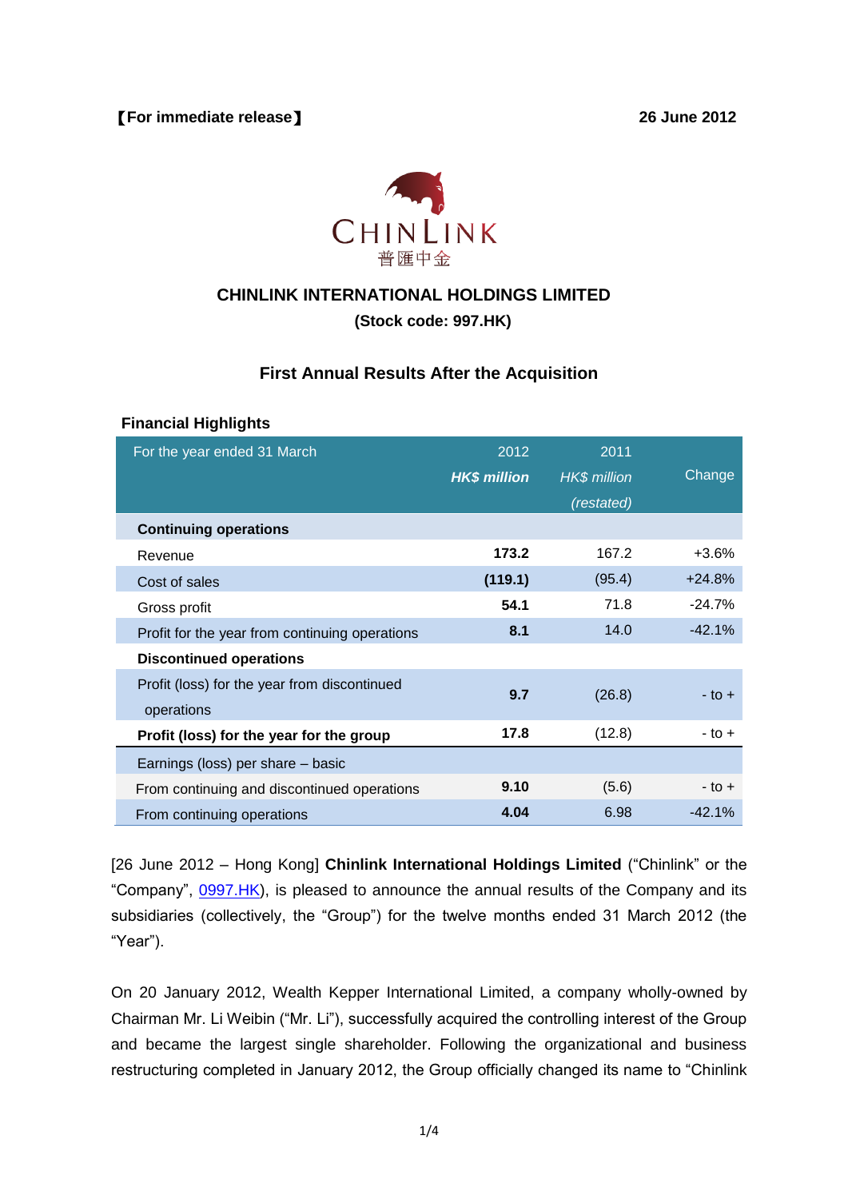【For immediate release】 26 June 2012

CHINLINK
普匯中金

# CHINLINK INTERNATIONAL HOLDINGS LIMITED

**(Stock code: 997.HK)**

## First Annual Results After the Acquisition

### Financial Highlights

| For the year ended 31 March | 2012 ***HK$ million*** | 2011 *HK$ million (restated)* | Change |
|---|---|---|---|
| **Continuing operations** | | | |
| Revenue | **173.2** | 167.2 | +3.6% |
| Cost of sales | **(119.1)** | (95.4) | +24.8% |
| Gross profit | **54.1** | 71.8 | -24.7% |
| Profit for the year from continuing operations | **8.1** | 14.0 | -42.1% |
| **Discontinued operations** | | | |
| Profit (loss) for the year from discontinued operations | **9.7** | (26.8) | - to + |
| **Profit (loss) for the year for the group** | **17.8** | (12.8) | - to + |
| Earnings (loss) per share – basic | | | |
| From continuing and discontinued operations | **9.10** | (5.6) | - to + |
| From continuing operations | **4.04** | 6.98 | -42.1% |

[26 June 2012 – Hong Kong] **Chinlink International Holdings Limited** ("Chinlink" or the "Company", 0997.HK), is pleased to announce the annual results of the Company and its subsidiaries (collectively, the "Group") for the twelve months ended 31 March 2012 (the "Year").

On 20 January 2012, Wealth Kepper International Limited, a company wholly-owned by Chairman Mr. Li Weibin ("Mr. Li"), successfully acquired the controlling interest of the Group and became the largest single shareholder. Following the organizational and business restructuring completed in January 2012, the Group officially changed its name to "Chinlink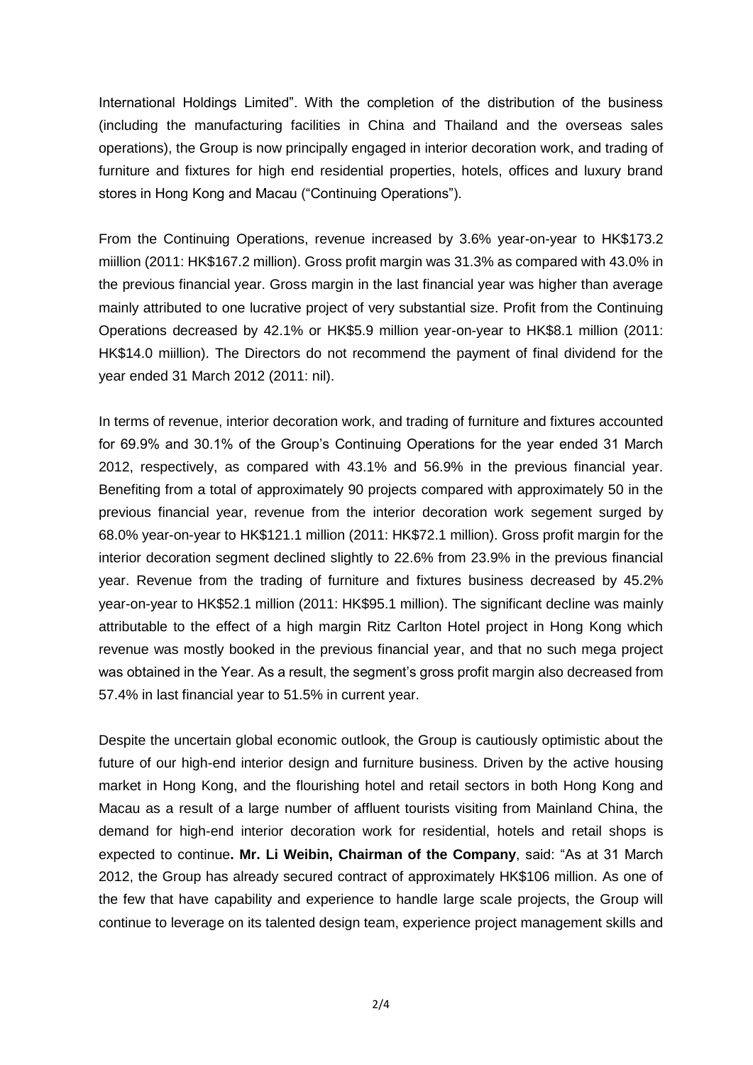International Holdings Limited". With the completion of the distribution of the business (including the manufacturing facilities in China and Thailand and the overseas sales operations), the Group is now principally engaged in interior decoration work, and trading of furniture and fixtures for high end residential properties, hotels, offices and luxury brand stores in Hong Kong and Macau ("Continuing Operations").

From the Continuing Operations, revenue increased by 3.6% year-on-year to HK$173.2 miillion (2011: HK$167.2 million). Gross profit margin was 31.3% as compared with 43.0% in the previous financial year. Gross margin in the last financial year was higher than average mainly attributed to one lucrative project of very substantial size. Profit from the Continuing Operations decreased by 42.1% or HK$5.9 million year-on-year to HK$8.1 million (2011: HK$14.0 miillion). The Directors do not recommend the payment of final dividend for the year ended 31 March 2012 (2011: nil).

In terms of revenue, interior decoration work, and trading of furniture and fixtures accounted for 69.9% and 30.1% of the Group's Continuing Operations for the year ended 31 March 2012, respectively, as compared with 43.1% and 56.9% in the previous financial year. Benefiting from a total of approximately 90 projects compared with approximately 50 in the previous financial year, revenue from the interior decoration work segement surged by 68.0% year-on-year to HK$121.1 million (2011: HK$72.1 million). Gross profit margin for the interior decoration segment declined slightly to 22.6% from 23.9% in the previous financial year. Revenue from the trading of furniture and fixtures business decreased by 45.2% year-on-year to HK$52.1 million (2011: HK$95.1 million). The significant decline was mainly attributable to the effect of a high margin Ritz Carlton Hotel project in Hong Kong which revenue was mostly booked in the previous financial year, and that no such mega project was obtained in the Year. As a result, the segment's gross profit margin also decreased from 57.4% in last financial year to 51.5% in current year.

Despite the uncertain global economic outlook, the Group is cautiously optimistic about the future of our high-end interior design and furniture business. Driven by the active housing market in Hong Kong, and the flourishing hotel and retail sectors in both Hong Kong and Macau as a result of a large number of affluent tourists visiting from Mainland China, the demand for high-end interior decoration work for residential, hotels and retail shops is expected to continue**. Mr. Li Weibin, Chairman of the Company**, said: "As at 31 March 2012, the Group has already secured contract of approximately HK$106 million. As one of the few that have capability and experience to handle large scale projects, the Group will continue to leverage on its talented design team, experience project management skills and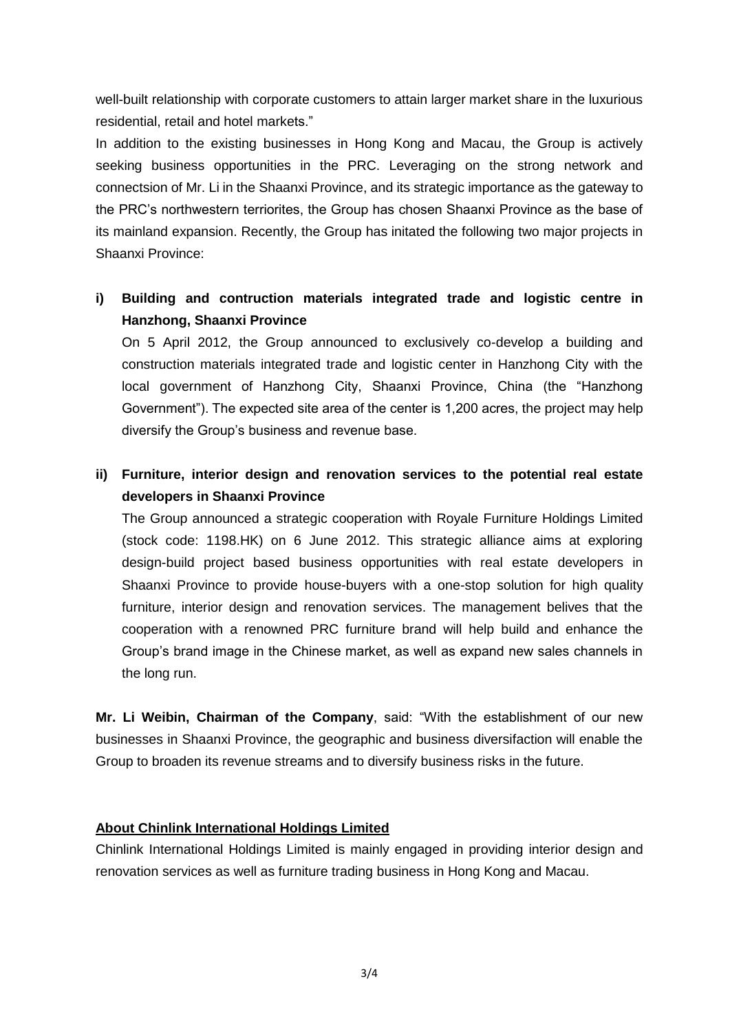well-built relationship with corporate customers to attain larger market share in the luxurious residential, retail and hotel markets."

In addition to the existing businesses in Hong Kong and Macau, the Group is actively seeking business opportunities in the PRC. Leveraging on the strong network and connectsion of Mr. Li in the Shaanxi Province, and its strategic importance as the gateway to the PRC's northwestern terriorites, the Group has chosen Shaanxi Province as the base of its mainland expansion. Recently, the Group has initated the following two major projects in Shaanxi Province:

**i) Building and contruction materials integrated trade and logistic centre in Hanzhong, Shaanxi Province**

On 5 April 2012, the Group announced to exclusively co-develop a building and construction materials integrated trade and logistic center in Hanzhong City with the local government of Hanzhong City, Shaanxi Province, China (the "Hanzhong Government"). The expected site area of the center is 1,200 acres, the project may help diversify the Group's business and revenue base.

**ii) Furniture, interior design and renovation services to the potential real estate developers in Shaanxi Province**

The Group announced a strategic cooperation with Royale Furniture Holdings Limited (stock code: 1198.HK) on 6 June 2012. This strategic alliance aims at exploring design-build project based business opportunities with real estate developers in Shaanxi Province to provide house-buyers with a one-stop solution for high quality furniture, interior design and renovation services. The management belives that the cooperation with a renowned PRC furniture brand will help build and enhance the Group's brand image in the Chinese market, as well as expand new sales channels in the long run.

**Mr. Li Weibin, Chairman of the Company**, said: "With the establishment of our new businesses in Shaanxi Province, the geographic and business diversifaction will enable the Group to broaden its revenue streams and to diversify business risks in the future.

**About Chinlink International Holdings Limited**

Chinlink International Holdings Limited is mainly engaged in providing interior design and renovation services as well as furniture trading business in Hong Kong and Macau.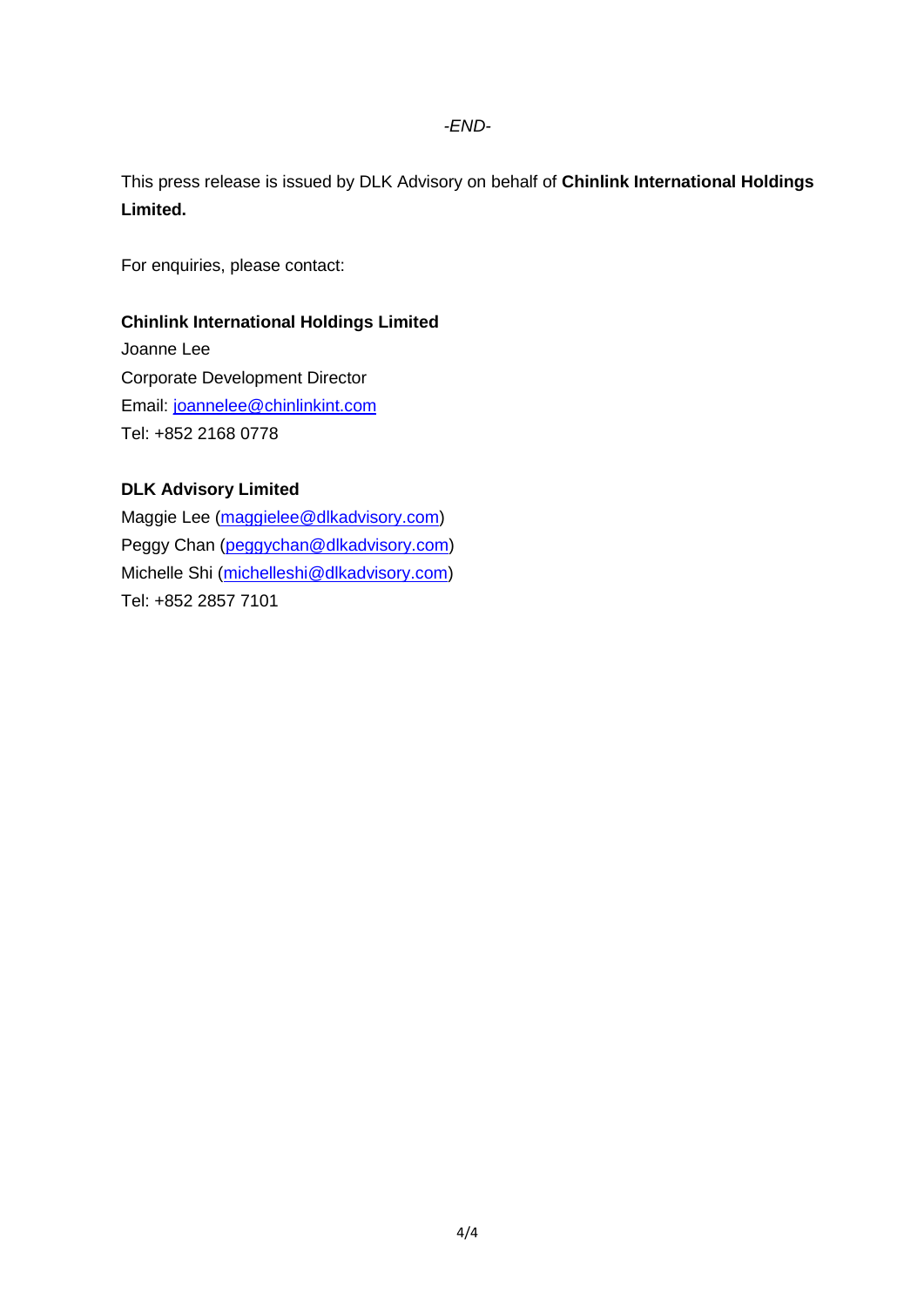*-END-*

This press release is issued by DLK Advisory on behalf of **Chinlink International Holdings Limited.**

For enquiries, please contact:

**Chinlink International Holdings Limited**
Joanne Lee
Corporate Development Director
Email: joannelee@chinlinkint.com
Tel: +852 2168 0778

**DLK Advisory Limited**
Maggie Lee (maggielee@dlkadvisory.com)
Peggy Chan (peggychan@dlkadvisory.com)
Michelle Shi (michelleshi@dlkadvisory.com)
Tel: +852 2857 7101